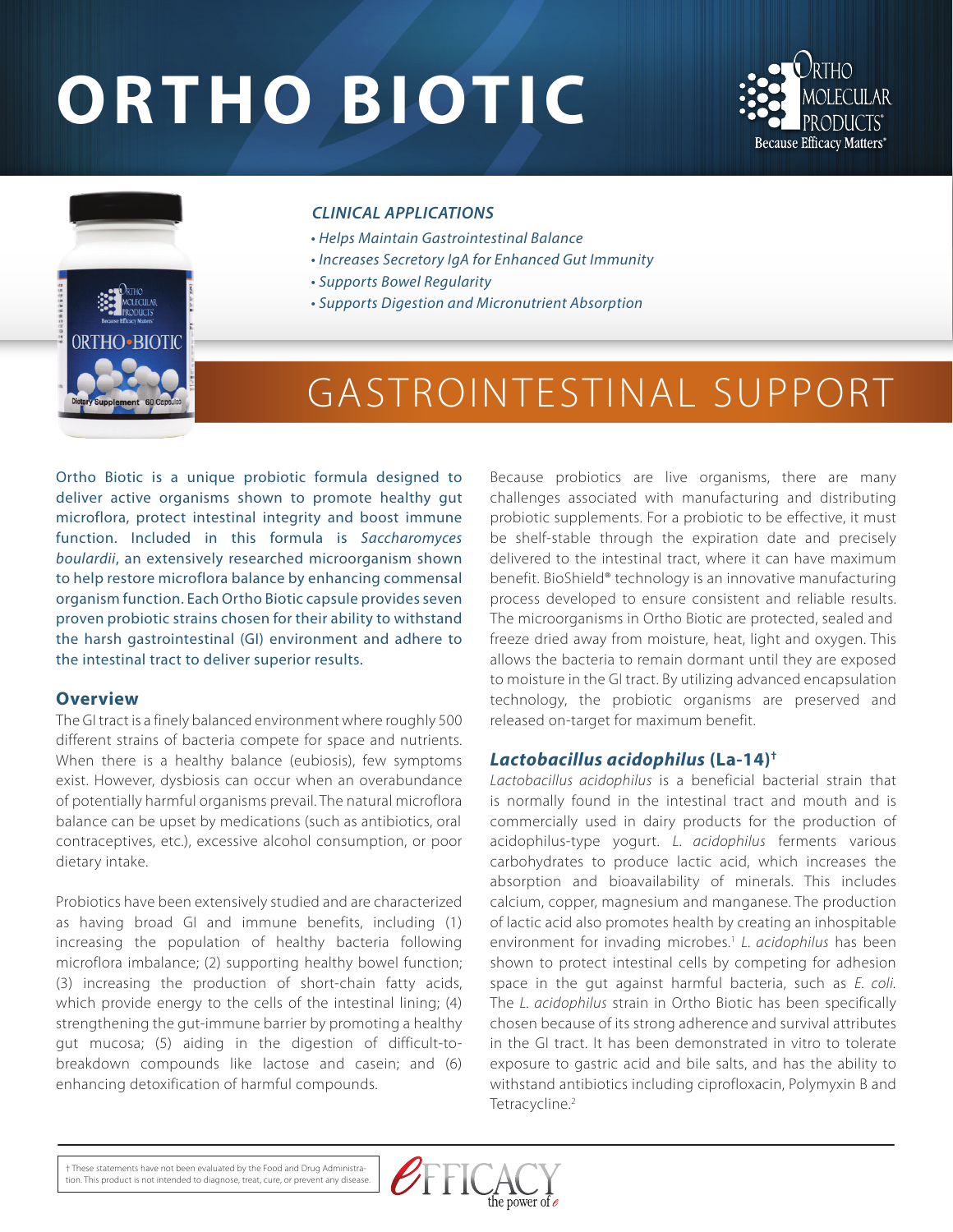# ORTHO BIOTIC

ORTHO MOLECULAR PRODUCTS®
Because Efficacy Matters®

### *CLINICAL APPLICATIONS*

- *Helps Maintain Gastrointestinal Balance*
- *Increases Secretory IgA for Enhanced Gut Immunity*
- *Supports Bowel Regularity*
- *Supports Digestion and Micronutrient Absorption*

## GASTROINTESTINAL SUPPORT

Ortho Biotic is a unique probiotic formula designed to deliver active organisms shown to promote healthy gut microflora, protect intestinal integrity and boost immune function. Included in this formula is *Saccharomyces boulardii*, an extensively researched microorganism shown to help restore microflora balance by enhancing commensal organism function. Each Ortho Biotic capsule provides seven proven probiotic strains chosen for their ability to withstand the harsh gastrointestinal (GI) environment and adhere to the intestinal tract to deliver superior results.

### Overview

The GI tract is a finely balanced environment where roughly 500 different strains of bacteria compete for space and nutrients. When there is a healthy balance (eubiosis), few symptoms exist. However, dysbiosis can occur when an overabundance of potentially harmful organisms prevail. The natural microflora balance can be upset by medications (such as antibiotics, oral contraceptives, etc.), excessive alcohol consumption, or poor dietary intake.

Probiotics have been extensively studied and are characterized as having broad GI and immune benefits, including (1) increasing the population of healthy bacteria following microflora imbalance; (2) supporting healthy bowel function; (3) increasing the production of short-chain fatty acids, which provide energy to the cells of the intestinal lining; (4) strengthening the gut-immune barrier by promoting a healthy gut mucosa; (5) aiding in the digestion of difficult-to-breakdown compounds like lactose and casein; and (6) enhancing detoxification of harmful compounds.

Because probiotics are live organisms, there are many challenges associated with manufacturing and distributing probiotic supplements. For a probiotic to be effective, it must be shelf-stable through the expiration date and precisely delivered to the intestinal tract, where it can have maximum benefit. BioShield® technology is an innovative manufacturing process developed to ensure consistent and reliable results. The microorganisms in Ortho Biotic are protected, sealed and freeze dried away from moisture, heat, light and oxygen. This allows the bacteria to remain dormant until they are exposed to moisture in the GI tract. By utilizing advanced encapsulation technology, the probiotic organisms are preserved and released on-target for maximum benefit.

### *Lactobacillus acidophilus* (La-14)†

*Lactobacillus acidophilus* is a beneficial bacterial strain that is normally found in the intestinal tract and mouth and is commercially used in dairy products for the production of acidophilus-type yogurt. *L. acidophilus* ferments various carbohydrates to produce lactic acid, which increases the absorption and bioavailability of minerals. This includes calcium, copper, magnesium and manganese. The production of lactic acid also promotes health by creating an inhospitable environment for invading microbes.[1] *L. acidophilus* has been shown to protect intestinal cells by competing for adhesion space in the gut against harmful bacteria, such as *E. coli*. The *L. acidophilus* strain in Ortho Biotic has been specifically chosen because of its strong adherence and survival attributes in the GI tract. It has been demonstrated in vitro to tolerate exposure to gastric acid and bile salts, and has the ability to withstand antibiotics including ciprofloxacin, Polymyxin B and Tetracycline.[2]

† These statements have not been evaluated by the Food and Drug Administration. This product is not intended to diagnose, treat, cure, or prevent any disease.

EFFICACY the power of e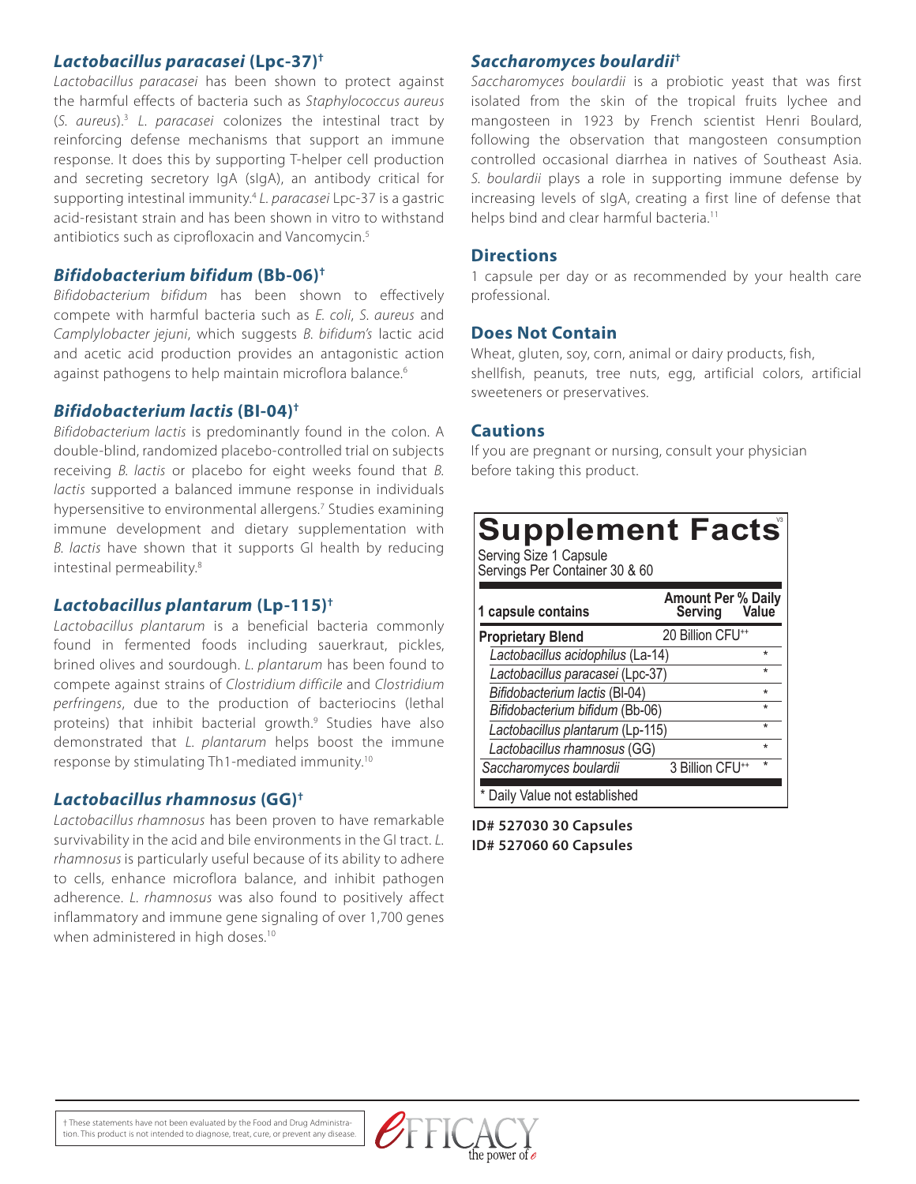### *Lactobacillus paracasei* (Lpc-37)†

*Lactobacillus paracasei* has been shown to protect against the harmful effects of bacteria such as *Staphylococcus aureus* (*S. aureus*).[3] *L. paracasei* colonizes the intestinal tract by reinforcing defense mechanisms that support an immune response. It does this by supporting T-helper cell production and secreting secretory IgA (sIgA), an antibody critical for supporting intestinal immunity.[4] *L. paracasei* Lpc-37 is a gastric acid-resistant strain and has been shown in vitro to withstand antibiotics such as ciprofloxacin and Vancomycin.[5]

### *Bifidobacterium bifidum* (Bb-06)†

*Bifidobacterium bifidum* has been shown to effectively compete with harmful bacteria such as *E. coli*, *S. aureus* and *Camplylobacter jejuni*, which suggests *B. bifidum's* lactic acid and acetic acid production provides an antagonistic action against pathogens to help maintain microflora balance.[6]

### *Bifidobacterium lactis* (Bl-04)†

*Bifidobacterium lactis* is predominantly found in the colon. A double-blind, randomized placebo-controlled trial on subjects receiving *B. lactis* or placebo for eight weeks found that *B. lactis* supported a balanced immune response in individuals hypersensitive to environmental allergens.[7] Studies examining immune development and dietary supplementation with *B. lactis* have shown that it supports GI health by reducing intestinal permeability.[8]

### *Lactobacillus plantarum* (Lp-115)†

*Lactobacillus plantarum* is a beneficial bacteria commonly found in fermented foods including sauerkraut, pickles, brined olives and sourdough. *L. plantarum* has been found to compete against strains of *Clostridium difficile* and *Clostridium perfringens*, due to the production of bacteriocins (lethal proteins) that inhibit bacterial growth.[9] Studies have also demonstrated that *L. plantarum* helps boost the immune response by stimulating Th1-mediated immunity.[10]

### *Lactobacillus rhamnosus* (GG)†

*Lactobacillus rhamnosus* has been proven to have remarkable survivability in the acid and bile environments in the GI tract. *L. rhamnosus* is particularly useful because of its ability to adhere to cells, enhance microflora balance, and inhibit pathogen adherence. *L. rhamnosus* was also found to positively affect inflammatory and immune gene signaling of over 1,700 genes when administered in high doses.[10]

### *Saccharomyces boulardii*†

*Saccharomyces boulardii* is a probiotic yeast that was first isolated from the skin of the tropical fruits lychee and mangosteen in 1923 by French scientist Henri Boulard, following the observation that mangosteen consumption controlled occasional diarrhea in natives of Southeast Asia. *S. boulardii* plays a role in supporting immune defense by increasing levels of sIgA, creating a first line of defense that helps bind and clear harmful bacteria.[11]

### Directions

1 capsule per day or as recommended by your health care professional.

### Does Not Contain

Wheat, gluten, soy, corn, animal or dairy products, fish, shellfish, peanuts, tree nuts, egg, artificial colors, artificial sweeteners or preservatives.

### Cautions

If you are pregnant or nursing, consult your physician before taking this product.

## Supplement Facts

Serving Size 1 Capsule
Servings Per Container 30 & 60

| 1 capsule contains | Amount Per Serving | % Daily Value |
|---|---|---|
| **Proprietary Blend** | 20 Billion CFU⁺⁺ | |
| *Lactobacillus acidophilus* (La-14) | | * |
| *Lactobacillus paracasei* (Lpc-37) | | * |
| *Bifidobacterium lactis* (Bl-04) | | * |
| *Bifidobacterium bifidum* (Bb-06) | | * |
| *Lactobacillus plantarum* (Lp-115) | | * |
| *Lactobacillus rhamnosus* (GG) | | * |
| *Saccharomyces boulardii* | 3 Billion CFU⁺⁺ | * |

* Daily Value not established

**ID# 527030 30 Capsules**
**ID# 527060 60 Capsules**

† These statements have not been evaluated by the Food and Drug Administration. This product is not intended to diagnose, treat, cure, or prevent any disease.

EFFICACY the power of e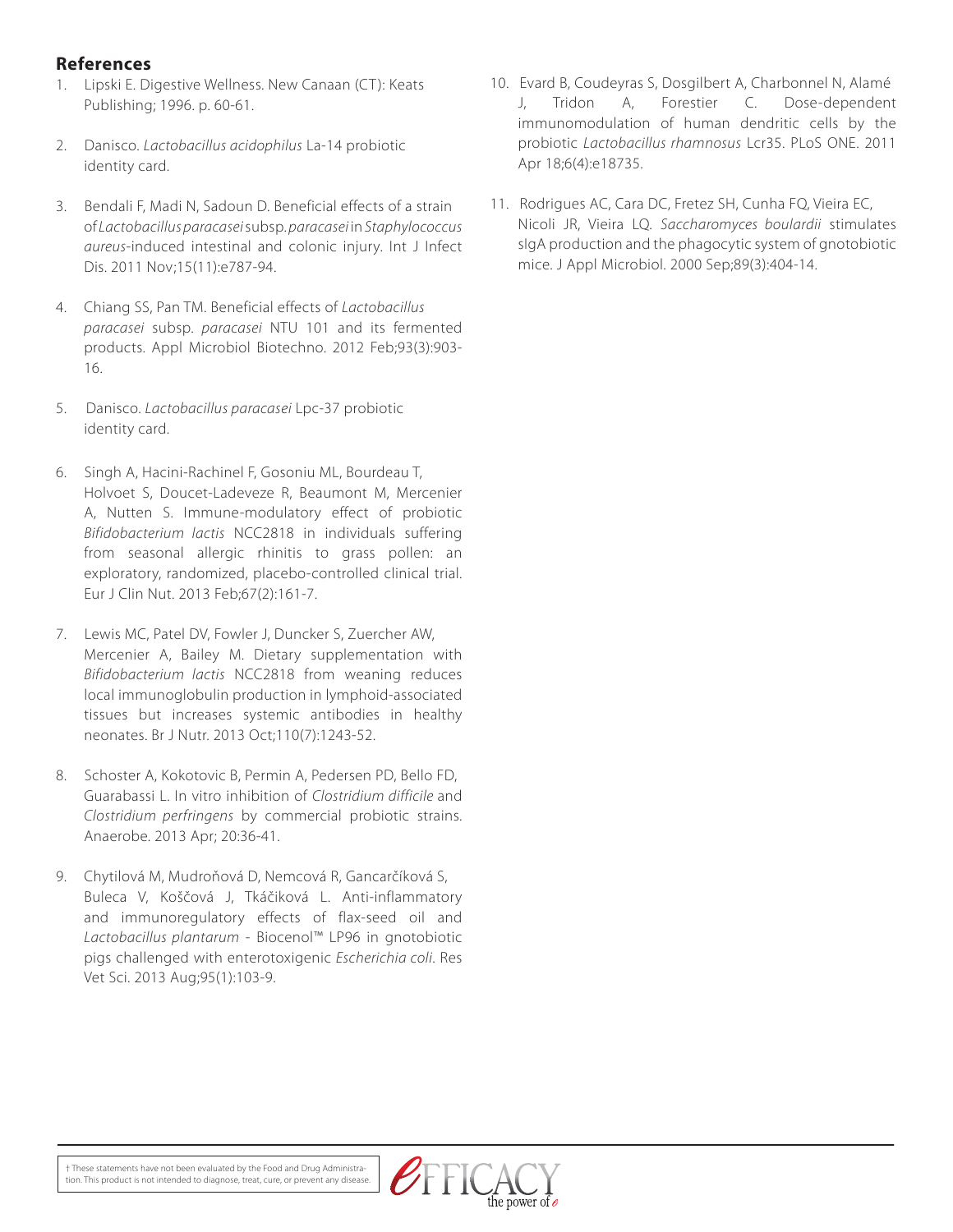## References

1. Lipski E. Digestive Wellness. New Canaan (CT): Keats Publishing; 1996. p. 60-61.

2. Danisco. *Lactobacillus acidophilus* La-14 probiotic identity card.

3. Bendali F, Madi N, Sadoun D. Beneficial effects of a strain of *Lactobacillus paracasei* subsp. *paracasei* in *Staphylococcus aureus*-induced intestinal and colonic injury. Int J Infect Dis. 2011 Nov;15(11):e787-94.

4. Chiang SS, Pan TM. Beneficial effects of *Lactobacillus paracasei* subsp. *paracasei* NTU 101 and its fermented products. Appl Microbiol Biotechno. 2012 Feb;93(3):903-16.

5. Danisco. *Lactobacillus paracasei* Lpc-37 probiotic identity card.

6. Singh A, Hacini-Rachinel F, Gosoniu ML, Bourdeau T, Holvoet S, Doucet-Ladeveze R, Beaumont M, Mercenier A, Nutten S. Immune-modulatory effect of probiotic *Bifidobacterium lactis* NCC2818 in individuals suffering from seasonal allergic rhinitis to grass pollen: an exploratory, randomized, placebo-controlled clinical trial. Eur J Clin Nut. 2013 Feb;67(2):161-7.

7. Lewis MC, Patel DV, Fowler J, Duncker S, Zuercher AW, Mercenier A, Bailey M. Dietary supplementation with *Bifidobacterium lactis* NCC2818 from weaning reduces local immunoglobulin production in lymphoid-associated tissues but increases systemic antibodies in healthy neonates. Br J Nutr. 2013 Oct;110(7):1243-52.

8. Schoster A, Kokotovic B, Permin A, Pedersen PD, Bello FD, Guarabassi L. In vitro inhibition of *Clostridium difficile* and *Clostridium perfringens* by commercial probiotic strains. Anaerobe. 2013 Apr; 20:36-41.

9. Chytilová M, Mudroňová D, Nemcová R, Gancarčíková S, Buleca V, Koščová J, Tkáčiková L. Anti-inflammatory and immunoregulatory effects of flax-seed oil and *Lactobacillus plantarum* - Biocenol™ LP96 in gnotobiotic pigs challenged with enterotoxigenic *Escherichia coli*. Res Vet Sci. 2013 Aug;95(1):103-9.

10. Evard B, Coudeyras S, Dosgilbert A, Charbonnel N, Alamé J, Tridon A, Forestier C. Dose-dependent immunomodulation of human dendritic cells by the probiotic *Lactobacillus rhamnosus* Lcr35. PLoS ONE. 2011 Apr 18;6(4):e18735.

11. Rodrigues AC, Cara DC, Fretez SH, Cunha FQ, Vieira EC, Nicoli JR, Vieira LQ. *Saccharomyces boulardii* stimulates sIgA production and the phagocytic system of gnotobiotic mice. J Appl Microbiol. 2000 Sep;89(3):404-14.

† These statements have not been evaluated by the Food and Drug Administration. This product is not intended to diagnose, treat, cure, or prevent any disease.